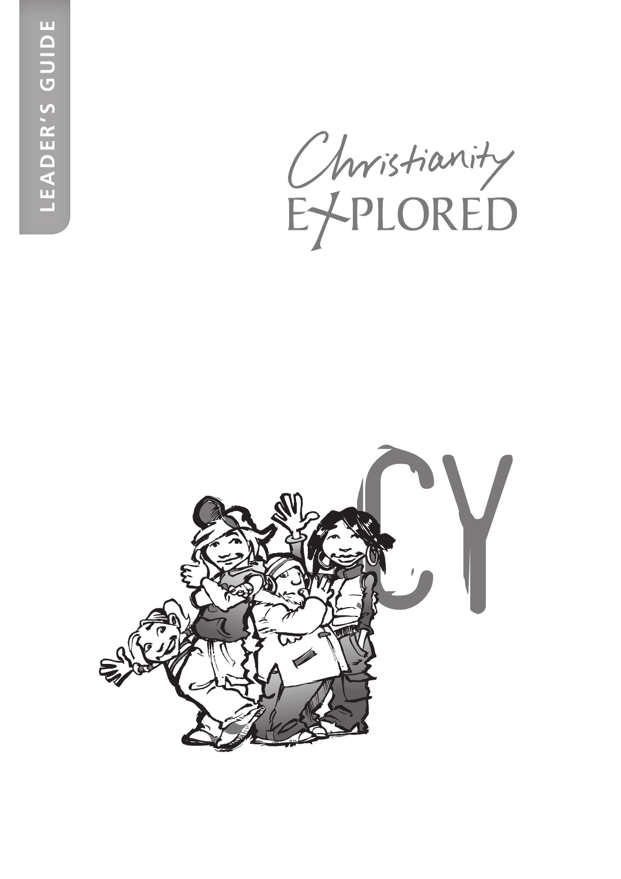LEADER'S GUIDE

# Christianity EXPLORED

CY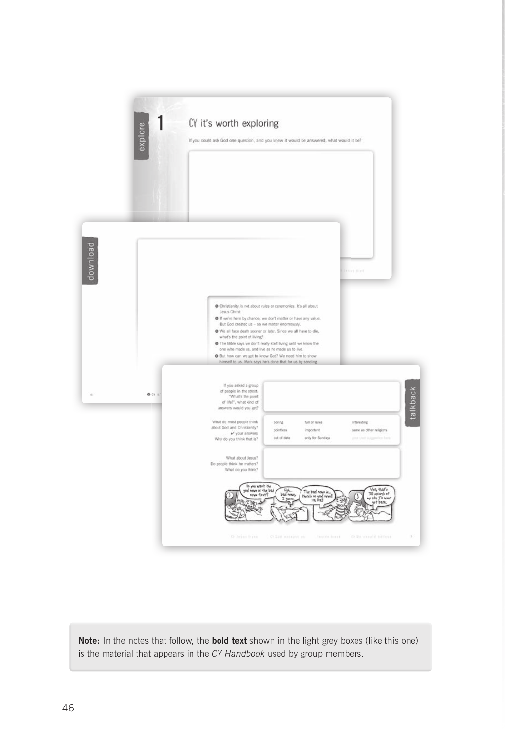**Note:** In the notes that follow, the **bold text** shown in the light grey boxes (like this one) is the material that appears in the *CY Handbook* used by group members.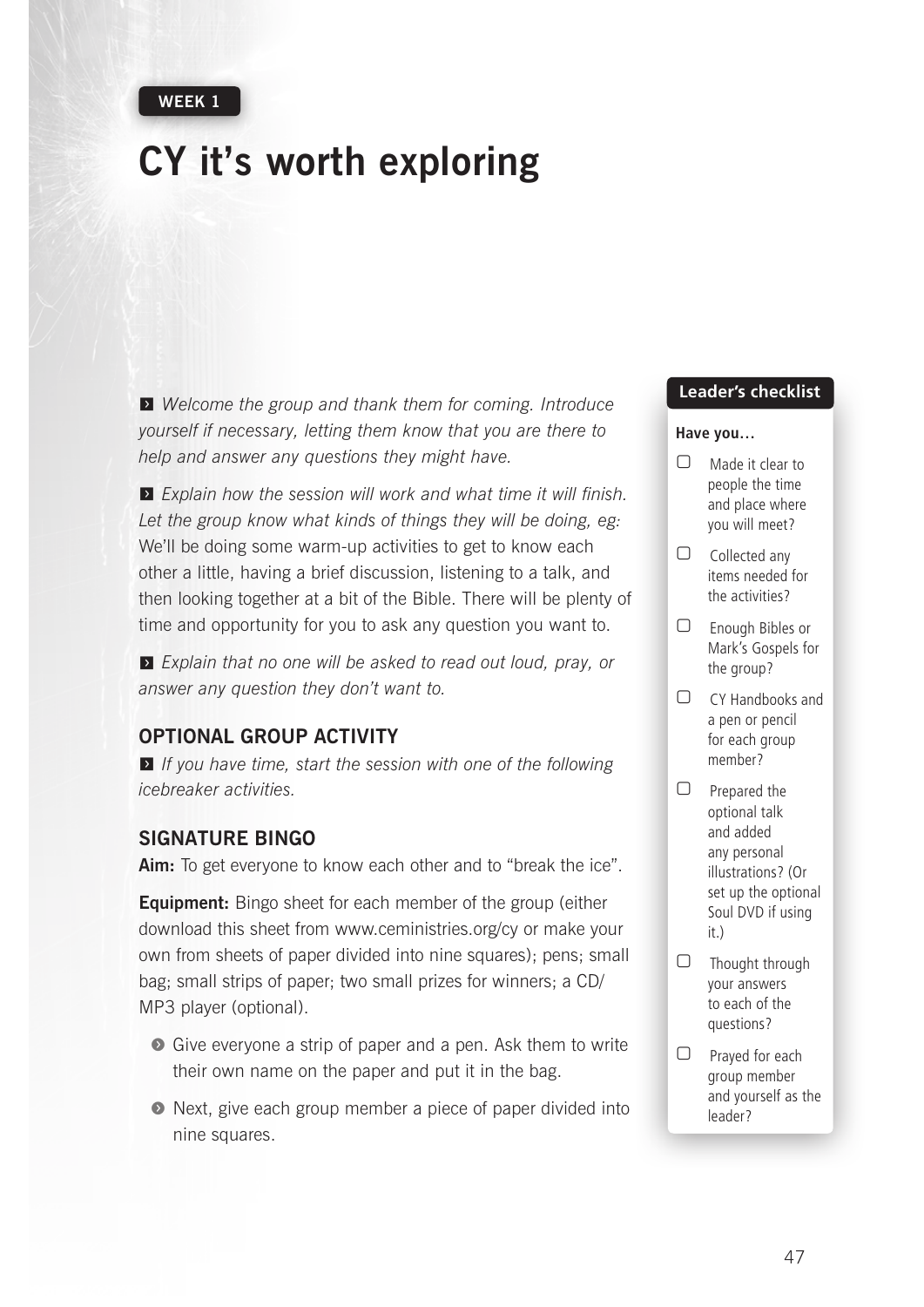WEEK 1

# CY it's worth exploring

*Welcome the group and thank them for coming. Introduce yourself if necessary, letting them know that you are there to help and answer any questions they might have.*

*Explain how the session will work and what time it will finish. Let the group know what kinds of things they will be doing, eg:* We'll be doing some warm-up activities to get to know each other a little, having a brief discussion, listening to a talk, and then looking together at a bit of the Bible. There will be plenty of time and opportunity for you to ask any question you want to.

*Explain that no one will be asked to read out loud, pray, or answer any question they don't want to.*

## OPTIONAL GROUP ACTIVITY

*If you have time, start the session with one of the following icebreaker activities.*

### SIGNATURE BINGO

**Aim:** To get everyone to know each other and to "break the ice".

**Equipment:** Bingo sheet for each member of the group (either download this sheet from www.ceministries.org/cy or make your own from sheets of paper divided into nine squares); pens; small bag; small strips of paper; two small prizes for winners; a CD/MP3 player (optional).

- Give everyone a strip of paper and a pen. Ask them to write their own name on the paper and put it in the bag.
- Next, give each group member a piece of paper divided into nine squares.

**Leader's checklist**

**Have you…**

- [ ] Made it clear to people the time and place where you will meet?
- [ ] Collected any items needed for the activities?
- [ ] Enough Bibles or Mark's Gospels for the group?
- [ ] CY Handbooks and a pen or pencil for each group member?
- [ ] Prepared the optional talk and added any personal illustrations? (Or set up the optional Soul DVD if using it.)
- [ ] Thought through your answers to each of the questions?
- [ ] Prayed for each group member and yourself as the leader?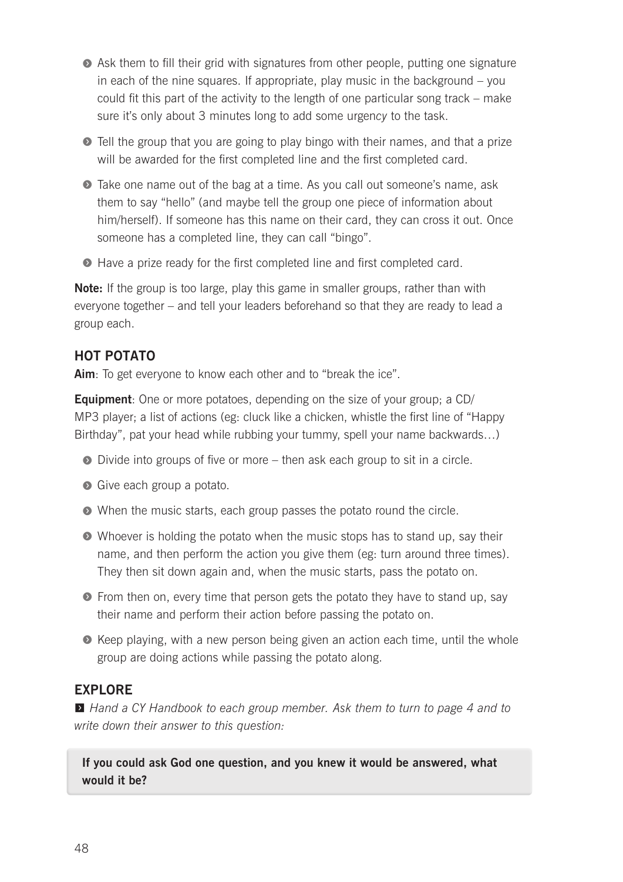- Ask them to fill their grid with signatures from other people, putting one signature in each of the nine squares. If appropriate, play music in the background – you could fit this part of the activity to the length of one particular song track – make sure it's only about 3 minutes long to add some urgency to the task.
- Tell the group that you are going to play bingo with their names, and that a prize will be awarded for the first completed line and the first completed card.
- Take one name out of the bag at a time. As you call out someone's name, ask them to say "hello" (and maybe tell the group one piece of information about him/herself). If someone has this name on their card, they can cross it out. Once someone has a completed line, they can call "bingo".
- Have a prize ready for the first completed line and first completed card.

**Note:** If the group is too large, play this game in smaller groups, rather than with everyone together – and tell your leaders beforehand so that they are ready to lead a group each.

## HOT POTATO

**Aim**: To get everyone to know each other and to "break the ice".

**Equipment**: One or more potatoes, depending on the size of your group; a CD/MP3 player; a list of actions (eg: cluck like a chicken, whistle the first line of "Happy Birthday", pat your head while rubbing your tummy, spell your name backwards…)

- Divide into groups of five or more – then ask each group to sit in a circle.
- Give each group a potato.
- When the music starts, each group passes the potato round the circle.
- Whoever is holding the potato when the music stops has to stand up, say their name, and then perform the action you give them (eg: turn around three times). They then sit down again and, when the music starts, pass the potato on.
- From then on, every time that person gets the potato they have to stand up, say their name and perform their action before passing the potato on.
- Keep playing, with a new person being given an action each time, until the whole group are doing actions while passing the potato along.

## EXPLORE

*Hand a CY Handbook to each group member. Ask them to turn to page 4 and to write down their answer to this question:*

**If you could ask God one question, and you knew it would be answered, what would it be?**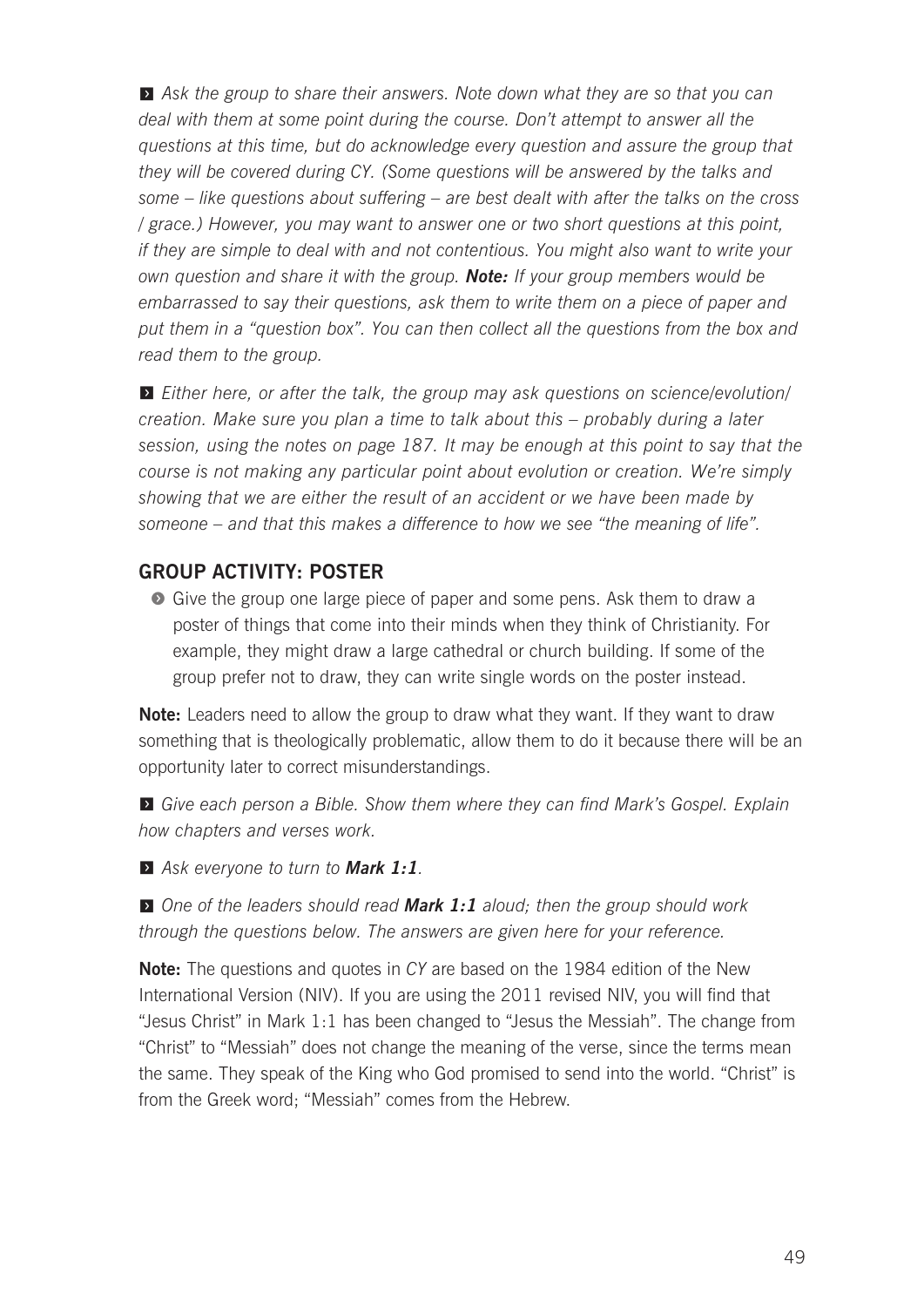*Ask the group to share their answers. Note down what they are so that you can deal with them at some point during the course. Don't attempt to answer all the questions at this time, but do acknowledge every question and assure the group that they will be covered during CY. (Some questions will be answered by the talks and some – like questions about suffering – are best dealt with after the talks on the cross / grace.) However, you may want to answer one or two short questions at this point, if they are simple to deal with and not contentious. You might also want to write your own question and share it with the group.* ***Note:*** *If your group members would be embarrassed to say their questions, ask them to write them on a piece of paper and put them in a "question box". You can then collect all the questions from the box and read them to the group.*

*Either here, or after the talk, the group may ask questions on science/evolution/ creation. Make sure you plan a time to talk about this – probably during a later session, using the notes on page 187. It may be enough at this point to say that the course is not making any particular point about evolution or creation. We're simply showing that we are either the result of an accident or we have been made by someone – and that this makes a difference to how we see "the meaning of life".*

## GROUP ACTIVITY: POSTER

- Give the group one large piece of paper and some pens. Ask them to draw a poster of things that come into their minds when they think of Christianity. For example, they might draw a large cathedral or church building. If some of the group prefer not to draw, they can write single words on the poster instead.

**Note:** Leaders need to allow the group to draw what they want. If they want to draw something that is theologically problematic, allow them to do it because there will be an opportunity later to correct misunderstandings.

*Give each person a Bible. Show them where they can find Mark's Gospel. Explain how chapters and verses work.*

*Ask everyone to turn to* ***Mark 1:1****.*

*One of the leaders should read* ***Mark 1:1*** *aloud; then the group should work through the questions below. The answers are given here for your reference.*

**Note:** The questions and quotes in *CY* are based on the 1984 edition of the New International Version (NIV). If you are using the 2011 revised NIV, you will find that "Jesus Christ" in Mark 1:1 has been changed to "Jesus the Messiah". The change from "Christ" to "Messiah" does not change the meaning of the verse, since the terms mean the same. They speak of the King who God promised to send into the world. "Christ" is from the Greek word; "Messiah" comes from the Hebrew.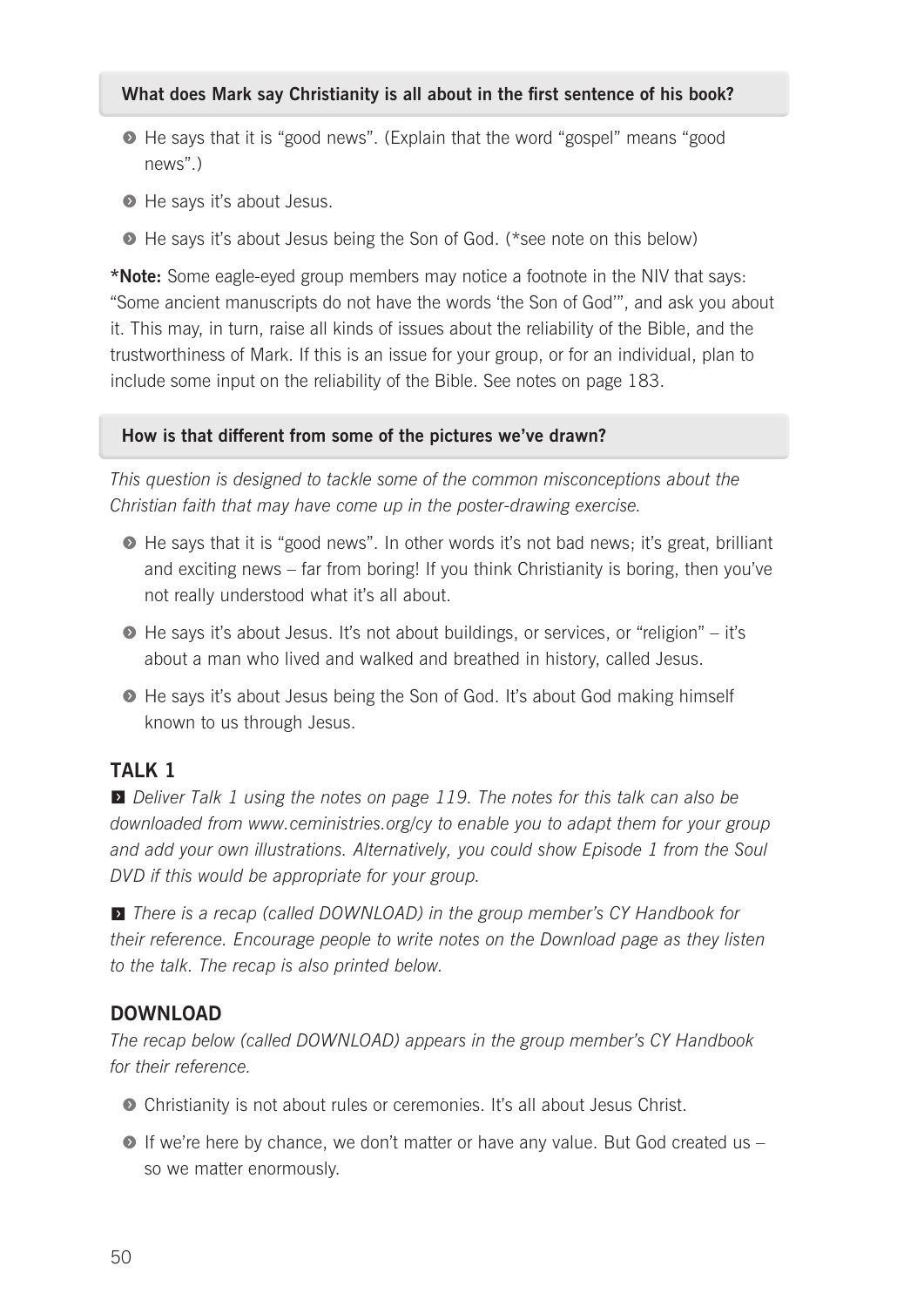**What does Mark say Christianity is all about in the first sentence of his book?**

- He says that it is "good news". (Explain that the word "gospel" means "good news".)
- He says it's about Jesus.
- He says it's about Jesus being the Son of God. (*see note on this below)

***Note:** Some eagle-eyed group members may notice a footnote in the NIV that says: "Some ancient manuscripts do not have the words 'the Son of God'", and ask you about it. This may, in turn, raise all kinds of issues about the reliability of the Bible, and the trustworthiness of Mark. If this is an issue for your group, or for an individual, plan to include some input on the reliability of the Bible. See notes on page 183.

**How is that different from some of the pictures we've drawn?**

*This question is designed to tackle some of the common misconceptions about the Christian faith that may have come up in the poster-drawing exercise.*

- He says that it is "good news". In other words it's not bad news; it's great, brilliant and exciting news – far from boring! If you think Christianity is boring, then you've not really understood what it's all about.
- He says it's about Jesus. It's not about buildings, or services, or "religion" – it's about a man who lived and walked and breathed in history, called Jesus.
- He says it's about Jesus being the Son of God. It's about God making himself known to us through Jesus.

## TALK 1

*Deliver Talk 1 using the notes on page 119. The notes for this talk can also be downloaded from www.ceministries.org/cy to enable you to adapt them for your group and add your own illustrations. Alternatively, you could show Episode 1 from the Soul DVD if this would be appropriate for your group.*

*There is a recap (called DOWNLOAD) in the group member's CY Handbook for their reference. Encourage people to write notes on the Download page as they listen to the talk. The recap is also printed below.*

## DOWNLOAD

*The recap below (called DOWNLOAD) appears in the group member's CY Handbook for their reference.*

- Christianity is not about rules or ceremonies. It's all about Jesus Christ.
- If we're here by chance, we don't matter or have any value. But God created us – so we matter enormously.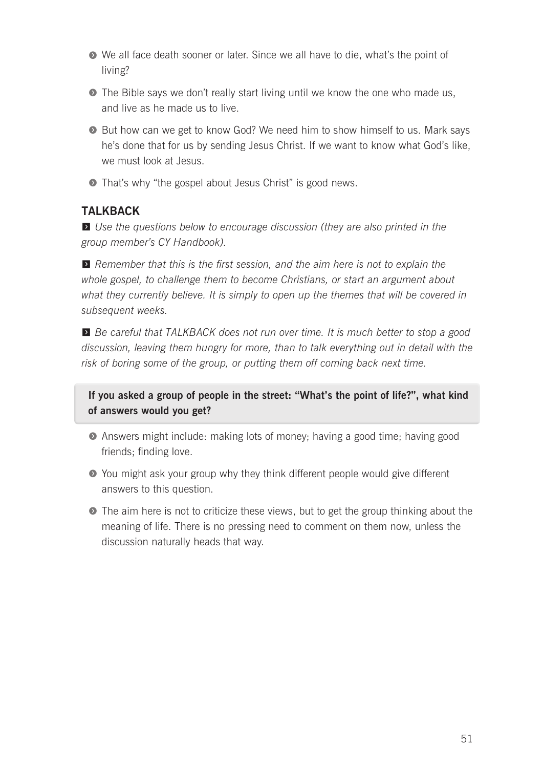- We all face death sooner or later. Since we all have to die, what's the point of living?
- The Bible says we don't really start living until we know the one who made us, and live as he made us to live.
- But how can we get to know God? We need him to show himself to us. Mark says he's done that for us by sending Jesus Christ. If we want to know what God's like, we must look at Jesus.
- That's why "the gospel about Jesus Christ" is good news.

## TALKBACK

*Use the questions below to encourage discussion (they are also printed in the group member's CY Handbook).*

*Remember that this is the first session, and the aim here is not to explain the whole gospel, to challenge them to become Christians, or start an argument about what they currently believe. It is simply to open up the themes that will be covered in subsequent weeks.*

*Be careful that TALKBACK does not run over time. It is much better to stop a good discussion, leaving them hungry for more, than to talk everything out in detail with the risk of boring some of the group, or putting them off coming back next time.*

**If you asked a group of people in the street: "What's the point of life?", what kind of answers would you get?**

- Answers might include: making lots of money; having a good time; having good friends; finding love.
- You might ask your group why they think different people would give different answers to this question.
- The aim here is not to criticize these views, but to get the group thinking about the meaning of life. There is no pressing need to comment on them now, unless the discussion naturally heads that way.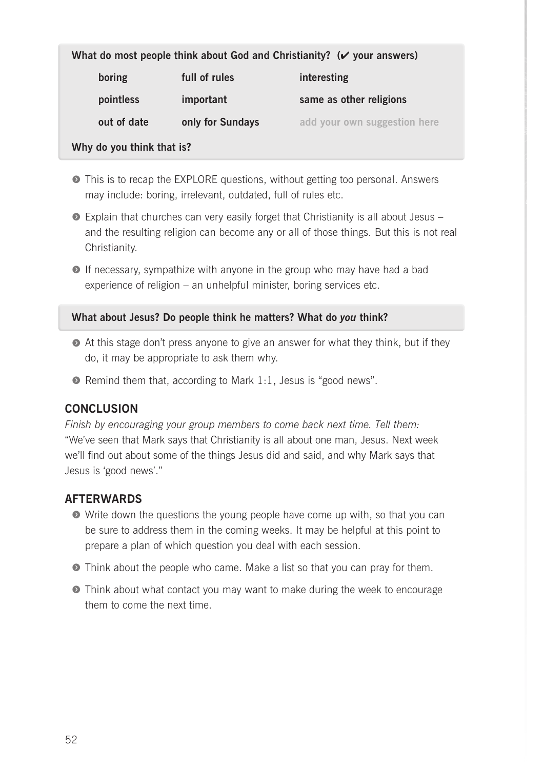**What do most people think about God and Christianity? (✔ your answers)**

| | | |
|---|---|---|
| **boring** | **full of rules** | **interesting** |
| **pointless** | **important** | **same as other religions** |
| **out of date** | **only for Sundays** | **add your own suggestion here** |

**Why do you think that is?**

- This is to recap the EXPLORE questions, without getting too personal. Answers may include: boring, irrelevant, outdated, full of rules etc.
- Explain that churches can very easily forget that Christianity is all about Jesus – and the resulting religion can become any or all of those things. But this is not real Christianity.
- If necessary, sympathize with anyone in the group who may have had a bad experience of religion – an unhelpful minister, boring services etc.

**What about Jesus? Do people think he matters? What do *you* think?**

- At this stage don't press anyone to give an answer for what they think, but if they do, it may be appropriate to ask them why.
- Remind them that, according to Mark 1:1, Jesus is "good news".

## CONCLUSION

*Finish by encouraging your group members to come back next time. Tell them:* "We've seen that Mark says that Christianity is all about one man, Jesus. Next week we'll find out about some of the things Jesus did and said, and why Mark says that Jesus is 'good news'."

## AFTERWARDS

- Write down the questions the young people have come up with, so that you can be sure to address them in the coming weeks. It may be helpful at this point to prepare a plan of which question you deal with each session.
- Think about the people who came. Make a list so that you can pray for them.
- Think about what contact you may want to make during the week to encourage them to come the next time.